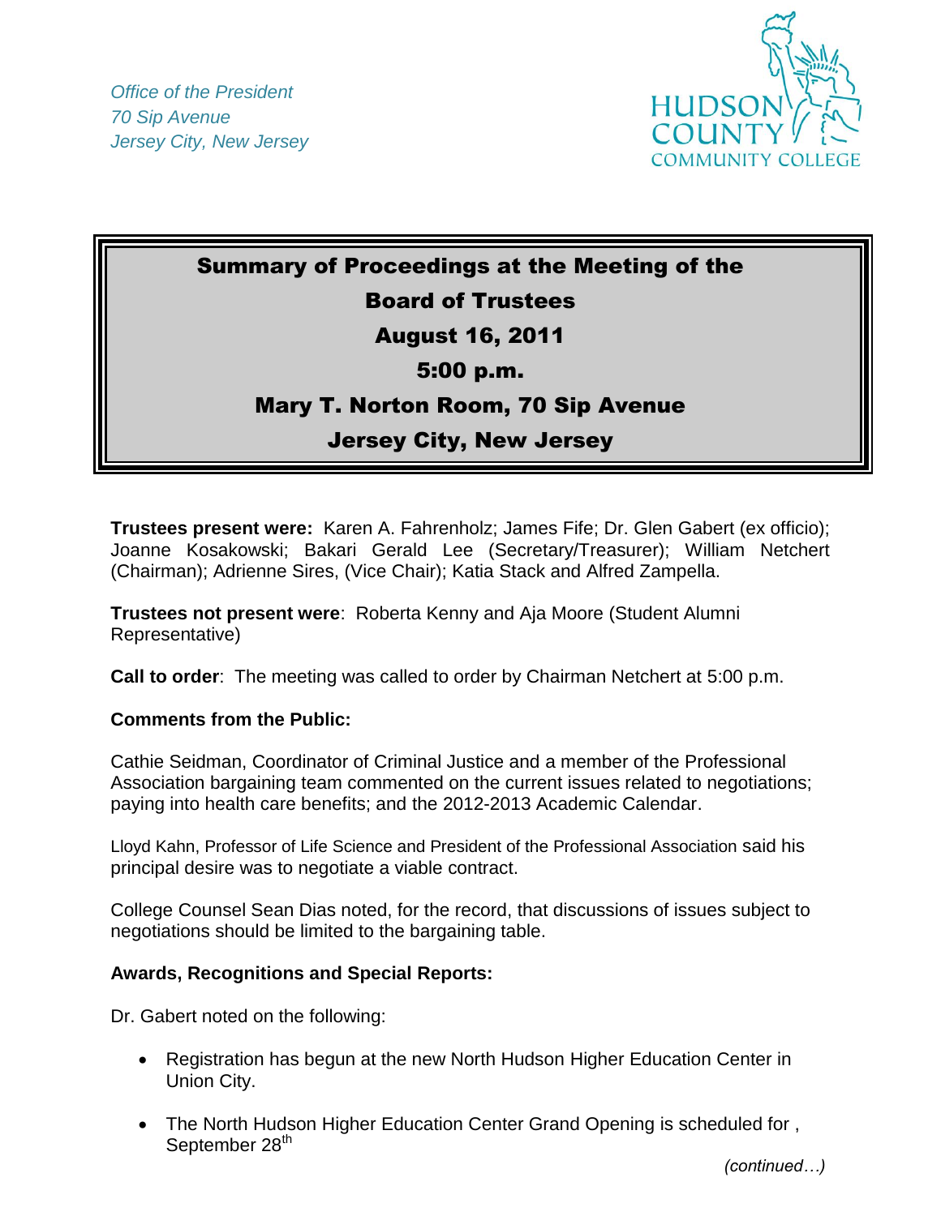*Office of the President*
*70 Sip Avenue*
*Jersey City, New Jersey*

HUDSON COUNTY COMMUNITY COLLEGE

# Summary of Proceedings at the Meeting of the Board of Trustees

## August 16, 2011

## 5:00 p.m.

## Mary T. Norton Room, 70 Sip Avenue

## Jersey City, New Jersey

**Trustees present were:** Karen A. Fahrenholz; James Fife; Dr. Glen Gabert (ex officio); Joanne Kosakowski; Bakari Gerald Lee (Secretary/Treasurer); William Netchert (Chairman); Adrienne Sires, (Vice Chair); Katia Stack and Alfred Zampella.

**Trustees not present were**: Roberta Kenny and Aja Moore (Student Alumni Representative)

**Call to order**: The meeting was called to order by Chairman Netchert at 5:00 p.m.

**Comments from the Public:**

Cathie Seidman, Coordinator of Criminal Justice and a member of the Professional Association bargaining team commented on the current issues related to negotiations; paying into health care benefits; and the 2012-2013 Academic Calendar.

Lloyd Kahn, Professor of Life Science and President of the Professional Association said his principal desire was to negotiate a viable contract.

College Counsel Sean Dias noted, for the record, that discussions of issues subject to negotiations should be limited to the bargaining table.

**Awards, Recognitions and Special Reports:**

Dr. Gabert noted on the following:

- Registration has begun at the new North Hudson Higher Education Center in Union City.
- The North Hudson Higher Education Center Grand Opening is scheduled for , September 28th

*(continued…)*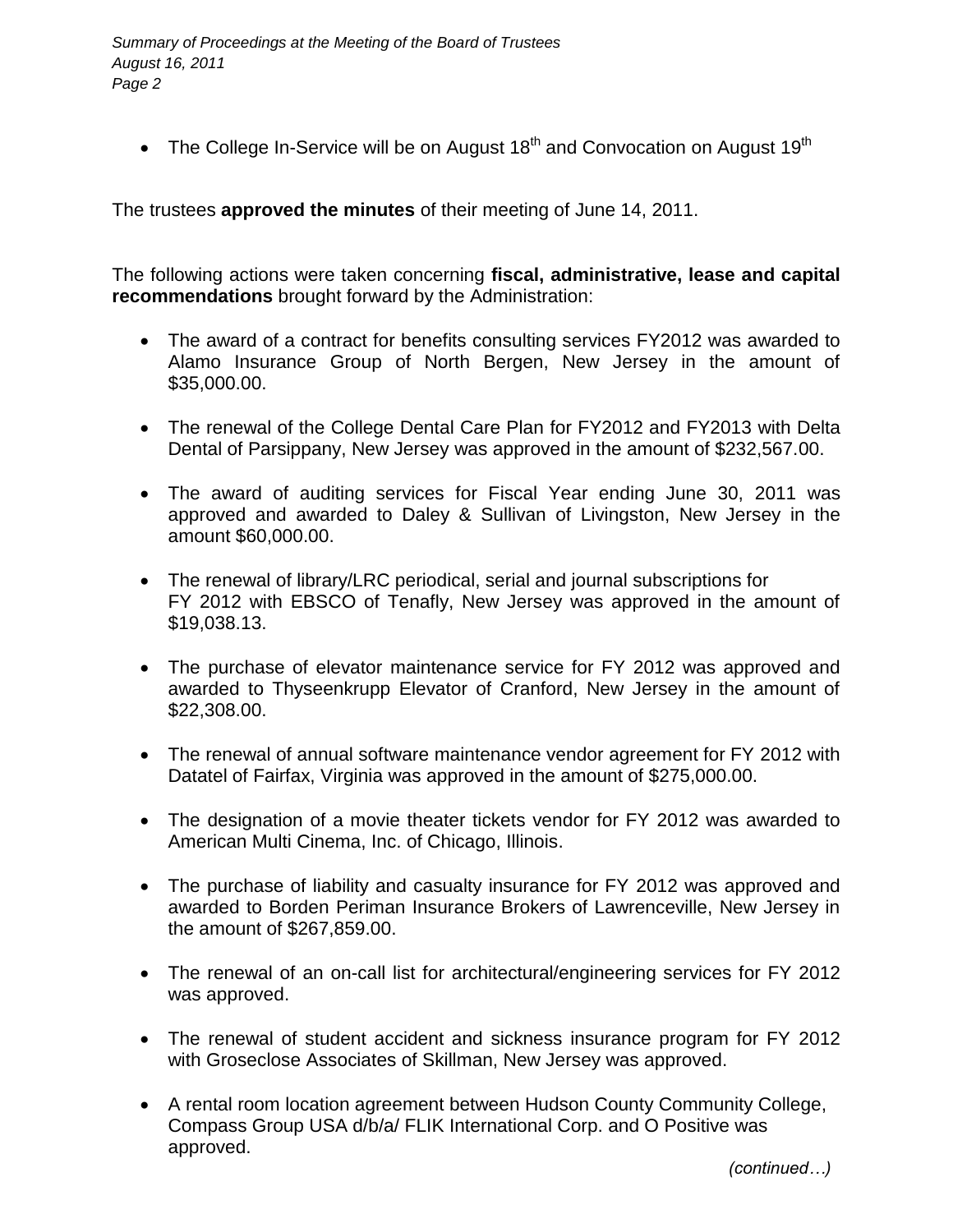- The College In-Service will be on August 18th and Convocation on August 19th

The trustees **approved the minutes** of their meeting of June 14, 2011.

The following actions were taken concerning **fiscal, administrative, lease and capital recommendations** brought forward by the Administration:

- The award of a contract for benefits consulting services FY2012 was awarded to Alamo Insurance Group of North Bergen, New Jersey in the amount of $35,000.00.
- The renewal of the College Dental Care Plan for FY2012 and FY2013 with Delta Dental of Parsippany, New Jersey was approved in the amount of $232,567.00.
- The award of auditing services for Fiscal Year ending June 30, 2011 was approved and awarded to Daley & Sullivan of Livingston, New Jersey in the amount $60,000.00.
- The renewal of library/LRC periodical, serial and journal subscriptions for FY 2012 with EBSCO of Tenafly, New Jersey was approved in the amount of $19,038.13.
- The purchase of elevator maintenance service for FY 2012 was approved and awarded to Thyseenkrupp Elevator of Cranford, New Jersey in the amount of $22,308.00.
- The renewal of annual software maintenance vendor agreement for FY 2012 with Datatel of Fairfax, Virginia was approved in the amount of $275,000.00.
- The designation of a movie theater tickets vendor for FY 2012 was awarded to American Multi Cinema, Inc. of Chicago, Illinois.
- The purchase of liability and casualty insurance for FY 2012 was approved and awarded to Borden Periman Insurance Brokers of Lawrenceville, New Jersey in the amount of $267,859.00.
- The renewal of an on-call list for architectural/engineering services for FY 2012 was approved.
- The renewal of student accident and sickness insurance program for FY 2012 with Groseclose Associates of Skillman, New Jersey was approved.
- A rental room location agreement between Hudson County Community College, Compass Group USA d/b/a/ FLIK International Corp. and O Positive was approved.

*(continued…)*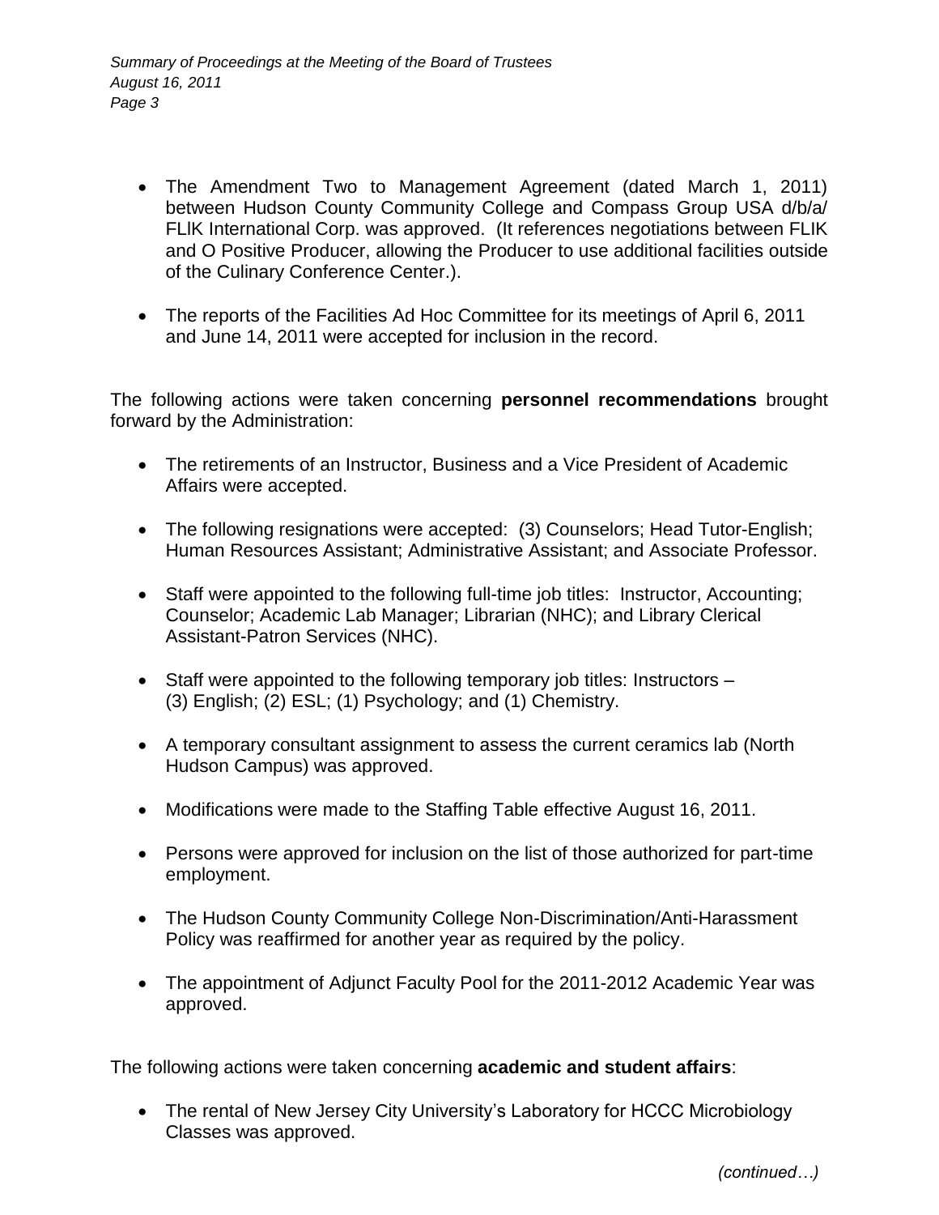- The Amendment Two to Management Agreement (dated March 1, 2011) between Hudson County Community College and Compass Group USA d/b/a/ FLIK International Corp. was approved. (It references negotiations between FLIK and O Positive Producer, allowing the Producer to use additional facilities outside of the Culinary Conference Center.).

- The reports of the Facilities Ad Hoc Committee for its meetings of April 6, 2011 and June 14, 2011 were accepted for inclusion in the record.

The following actions were taken concerning **personnel recommendations** brought forward by the Administration:

- The retirements of an Instructor, Business and a Vice President of Academic Affairs were accepted.

- The following resignations were accepted: (3) Counselors; Head Tutor-English; Human Resources Assistant; Administrative Assistant; and Associate Professor.

- Staff were appointed to the following full-time job titles: Instructor, Accounting; Counselor; Academic Lab Manager; Librarian (NHC); and Library Clerical Assistant-Patron Services (NHC).

- Staff were appointed to the following temporary job titles: Instructors – (3) English; (2) ESL; (1) Psychology; and (1) Chemistry.

- A temporary consultant assignment to assess the current ceramics lab (North Hudson Campus) was approved.

- Modifications were made to the Staffing Table effective August 16, 2011.

- Persons were approved for inclusion on the list of those authorized for part-time employment.

- The Hudson County Community College Non-Discrimination/Anti-Harassment Policy was reaffirmed for another year as required by the policy.

- The appointment of Adjunct Faculty Pool for the 2011-2012 Academic Year was approved.

The following actions were taken concerning **academic and student affairs**:

- The rental of New Jersey City University's Laboratory for HCCC Microbiology Classes was approved.

*(continued…)*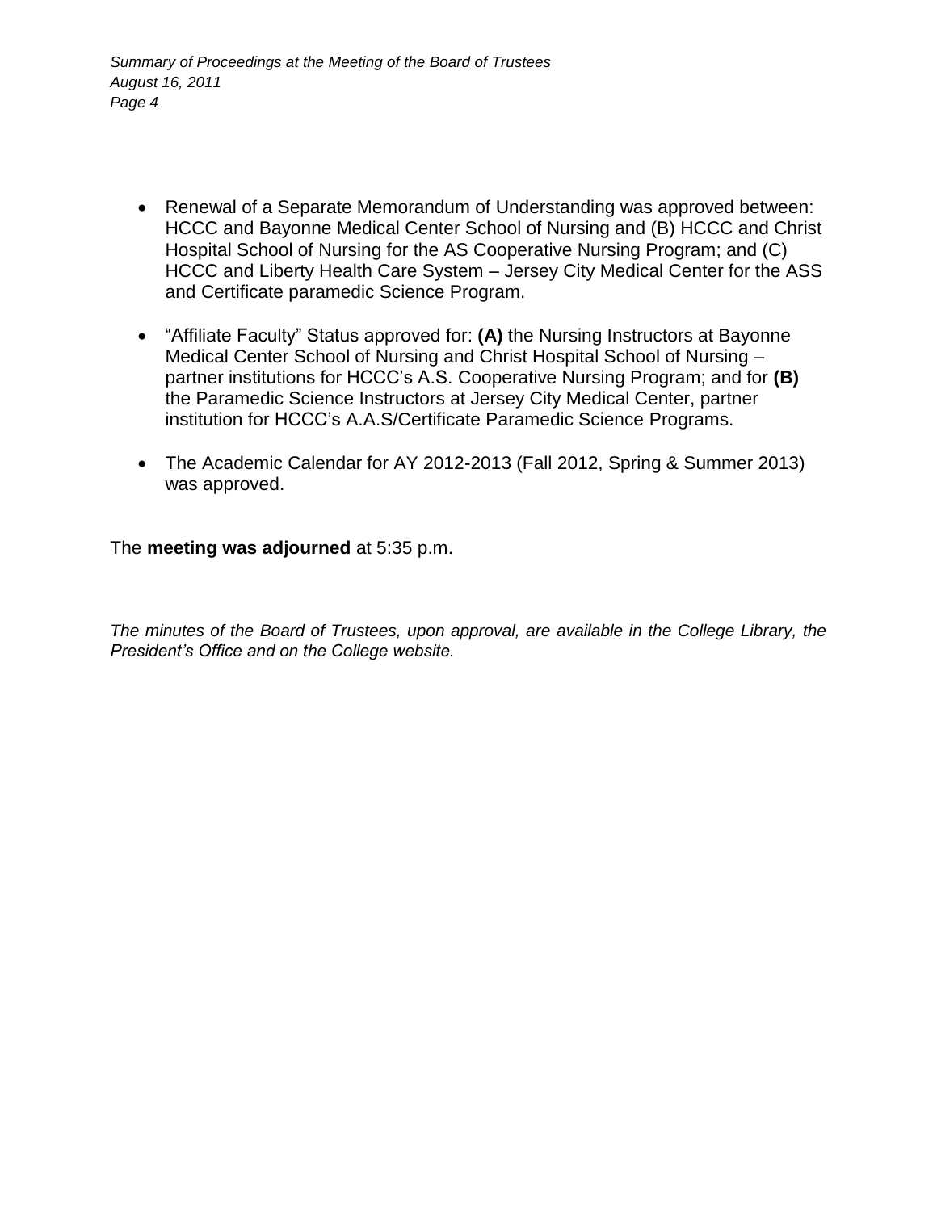- Renewal of a Separate Memorandum of Understanding was approved between: HCCC and Bayonne Medical Center School of Nursing and (B) HCCC and Christ Hospital School of Nursing for the AS Cooperative Nursing Program; and (C) HCCC and Liberty Health Care System – Jersey City Medical Center for the ASS and Certificate paramedic Science Program.

- "Affiliate Faculty" Status approved for: **(A)** the Nursing Instructors at Bayonne Medical Center School of Nursing and Christ Hospital School of Nursing – partner institutions for HCCC's A.S. Cooperative Nursing Program; and for **(B)** the Paramedic Science Instructors at Jersey City Medical Center, partner institution for HCCC's A.A.S/Certificate Paramedic Science Programs.

- The Academic Calendar for AY 2012-2013 (Fall 2012, Spring & Summer 2013) was approved.

The **meeting was adjourned** at 5:35 p.m.

*The minutes of the Board of Trustees, upon approval, are available in the College Library, the President's Office and on the College website.*